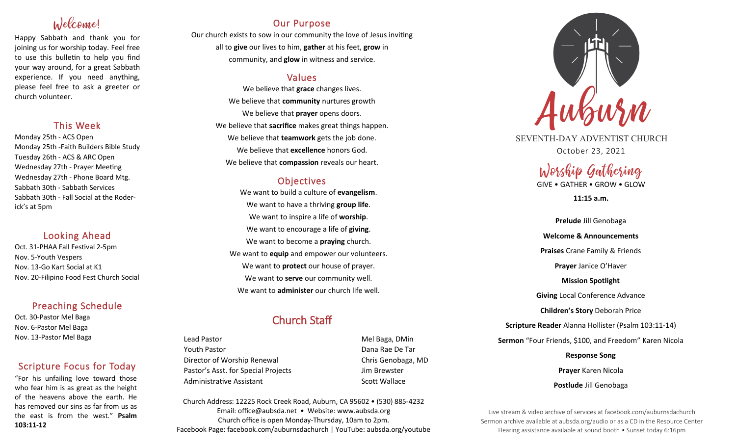## Welcome!

Happy Sabbath and thank you for joining us for worship today. Feel free to use this bulletin to help you find your way around, for a great Sabbath experience. If you need anything, please feel free to ask a greeter or church volunteer.

## This Week

Monday 25th - ACS Open
Monday 25th -Faith Builders Bible Study
Tuesday 26th - ACS & ARC Open
Wednesday 27th - Prayer Meeting
Wednesday 27th - Phone Board Mtg.
Sabbath 30th - Sabbath Services
Sabbath 30th - Fall Social at the Roderick's at 5pm

## Looking Ahead

Oct. 31-PHAA Fall Festival 2-5pm
Nov. 5-Youth Vespers
Nov. 13-Go Kart Social at K1
Nov. 20-Filipino Food Fest Church Social

## Preaching Schedule

Oct. 30-Pastor Mel Baga
Nov. 6-Pastor Mel Baga
Nov. 13-Pastor Mel Baga

## Scripture Focus for Today

"For his unfailing love toward those who fear him is as great as the height of the heavens above the earth. He has removed our sins as far from us as the east is from the west." **Psalm 103:11-12**

## Our Purpose

Our church exists to sow in our community the love of Jesus inviting all to **give** our lives to him, **gather** at his feet, **grow** in community, and **glow** in witness and service.

## Values

We believe that **grace** changes lives.
We believe that **community** nurtures growth
We believe that **prayer** opens doors.
We believe that **sacrifice** makes great things happen.
We believe that **teamwork** gets the job done.
We believe that **excellence** honors God.
We believe that **compassion** reveals our heart.

## Objectives

We want to build a culture of **evangelism**.
We want to have a thriving **group life**.
We want to inspire a life of **worship**.
We want to encourage a life of **giving**.
We want to become a **praying** church.
We want to **equip** and empower our volunteers.
We want to **protect** our house of prayer.
We want to **serve** our community well.
We want to **administer** our church life well.

## Church Staff

| | |
|---|---|
| Lead Pastor | Mel Baga, DMin |
| Youth Pastor | Dana Rae De Tar |
| Director of Worship Renewal | Chris Genobaga, MD |
| Pastor's Asst. for Special Projects | Jim Brewster |
| Administrative Assistant | Scott Wallace |

Church Address: 12225 Rock Creek Road, Auburn, CA 95602 • (530) 885-4232
Email: office@aubsda.net • Website: www.aubsda.org
Church office is open Monday-Thursday, 10am to 2pm.
Facebook Page: facebook.com/auburnsdachurch | YouTube: aubsda.org/youtube

# Auburn

SEVENTH-DAY ADVENTIST CHURCH

October 23, 2021

## Worship Gathering

GIVE • GATHER • GROW • GLOW

**11:15 a.m.**

**Prelude** Jill Genobaga

**Welcome & Announcements**

**Praises** Crane Family & Friends

**Prayer** Janice O'Haver

**Mission Spotlight**

**Giving** Local Conference Advance

**Children's Story** Deborah Price

**Scripture Reader** Alanna Hollister (Psalm 103:11-14)

**Sermon** "Four Friends, $100, and Freedom" Karen Nicola

**Response Song**

**Prayer** Karen Nicola

**Postlude** Jill Genobaga

Live stream & video archive of services at facebook.com/auburnsdachurch
Sermon archive available at aubsda.org/audio or as a CD in the Resource Center
Hearing assistance available at sound booth • Sunset today 6:16pm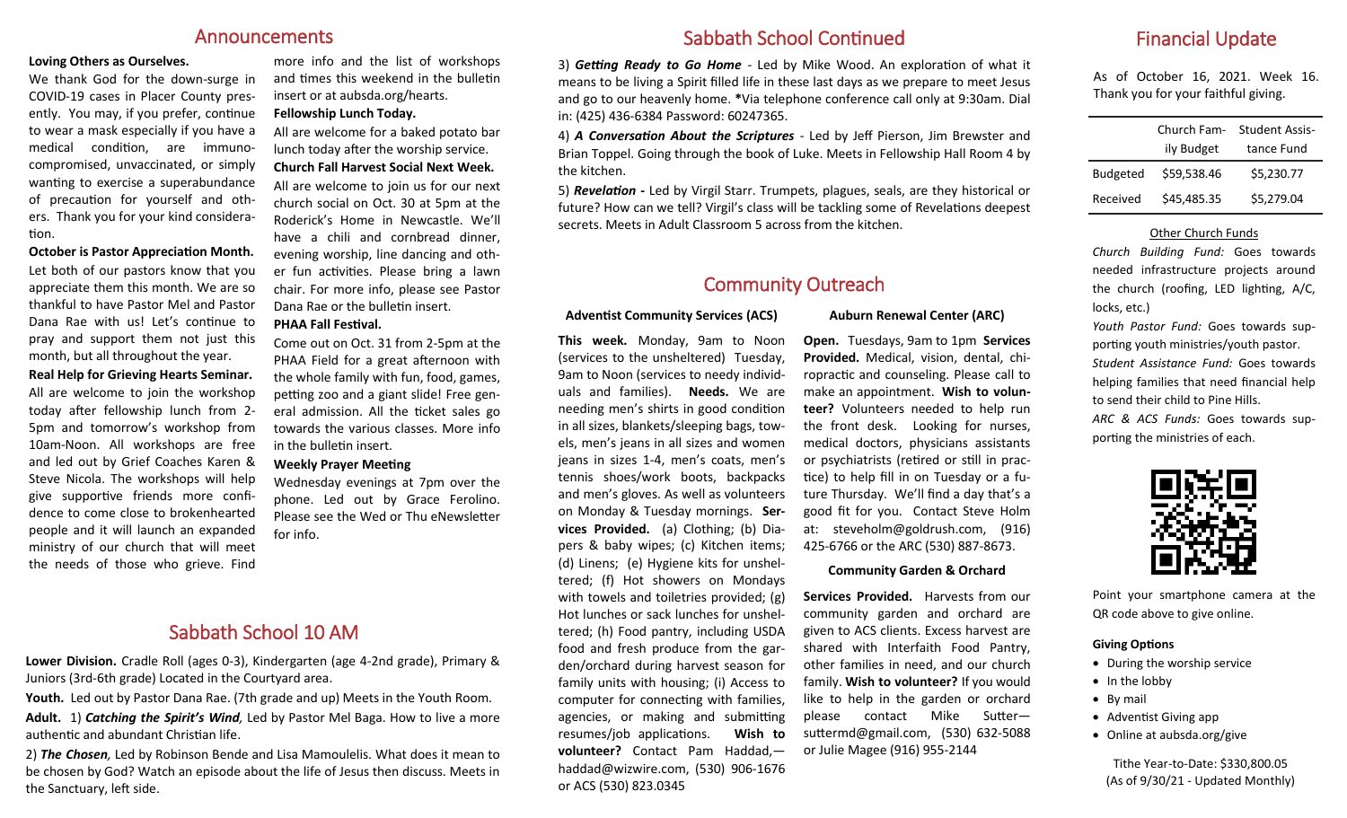## Announcements

**Loving Others as Ourselves.**

We thank God for the down-surge in COVID-19 cases in Placer County presently. You may, if you prefer, continue to wear a mask especially if you have a medical condition, are immunocompromised, unvaccinated, or simply wanting to exercise a superabundance of precaution for yourself and others. Thank you for your kind consideration.

**October is Pastor Appreciation Month.**

Let both of our pastors know that you appreciate them this month. We are so thankful to have Pastor Mel and Pastor Dana Rae with us! Let's continue to pray and support them not just this month, but all throughout the year.

**Real Help for Grieving Hearts Seminar.**

All are welcome to join the workshop today after fellowship lunch from 2-5pm and tomorrow's workshop from 10am-Noon. All workshops are free and led out by Grief Coaches Karen & Steve Nicola. The workshops will help give supportive friends more confidence to come close to brokenhearted people and it will launch an expanded ministry of our church that will meet the needs of those who grieve. Find more info and the list of workshops and times this weekend in the bulletin insert or at aubsda.org/hearts.

**Fellowship Lunch Today.**

All are welcome for a baked potato bar lunch today after the worship service.

**Church Fall Harvest Social Next Week.**

All are welcome to join us for our next church social on Oct. 30 at 5pm at the Roderick's Home in Newcastle. We'll have a chili and cornbread dinner, evening worship, line dancing and other fun activities. Please bring a lawn chair. For more info, please see Pastor Dana Rae or the bulletin insert.

**PHAA Fall Festival.**

Come out on Oct. 31 from 2-5pm at the PHAA Field for a great afternoon with the whole family with fun, food, games, petting zoo and a giant slide! Free general admission. All the ticket sales go towards the various classes. More info in the bulletin insert.

**Weekly Prayer Meeting**

Wednesday evenings at 7pm over the phone. Led out by Grace Ferolino. Please see the Wed or Thu eNewsletter for info.

## Sabbath School 10 AM

**Lower Division.** Cradle Roll (ages 0-3), Kindergarten (age 4-2nd grade), Primary & Juniors (3rd-6th grade) Located in the Courtyard area.

**Youth.** Led out by Pastor Dana Rae. (7th grade and up) Meets in the Youth Room.

**Adult.** 1) ***Catching the Spirit's Wind,*** Led by Pastor Mel Baga. How to live a more authentic and abundant Christian life.

2) ***The Chosen,*** Led by Robinson Bende and Lisa Mamoulelis. What does it mean to be chosen by God? Watch an episode about the life of Jesus then discuss. Meets in the Sanctuary, left side.

## Sabbath School Continued

3) ***Getting Ready to Go Home*** - Led by Mike Wood. An exploration of what it means to be living a Spirit filled life in these last days as we prepare to meet Jesus and go to our heavenly home. **\***Via telephone conference call only at 9:30am. Dial in: (425) 436-6384 Password: 60247365.

4) ***A Conversation About the Scriptures*** - Led by Jeff Pierson, Jim Brewster and Brian Toppel. Going through the book of Luke. Meets in Fellowship Hall Room 4 by the kitchen.

5) ***Revelation -*** Led by Virgil Starr. Trumpets, plagues, seals, are they historical or future? How can we tell? Virgil's class will be tackling some of Revelations deepest secrets. Meets in Adult Classroom 5 across from the kitchen.

## Community Outreach

### Adventist Community Services (ACS)

**This week.** Monday, 9am to Noon (services to the unsheltered) Tuesday, 9am to Noon (services to needy individuals and families). **Needs.** We are needing men's shirts in good condition in all sizes, blankets/sleeping bags, towels, men's jeans in all sizes and women jeans in sizes 1-4, men's coats, men's tennis shoes/work boots, backpacks and men's gloves. As well as volunteers on Monday & Tuesday mornings. **Services Provided.** (a) Clothing; (b) Diapers & baby wipes; (c) Kitchen items; (d) Linens; (e) Hygiene kits for unsheltered; (f) Hot showers on Mondays with towels and toiletries provided; (g) Hot lunches or sack lunches for unsheltered; (h) Food pantry, including USDA food and fresh produce from the garden/orchard during harvest season for family units with housing; (i) Access to computer for connecting with families, agencies, or making and submitting resumes/job applications. **Wish to volunteer?** Contact Pam Haddad,—haddad@wizwire.com, (530) 906-1676 or ACS (530) 823.0345

### Auburn Renewal Center (ARC)

**Open.** Tuesdays, 9am to 1pm **Services Provided.** Medical, vision, dental, chiropractic and counseling. Please call to make an appointment. **Wish to volunteer?** Volunteers needed to help run the front desk. Looking for nurses, medical doctors, physicians assistants or psychiatrists (retired or still in practice) to help fill in on Tuesday or a future Thursday. We'll find a day that's a good fit for you. Contact Steve Holm at: steveholm@goldrush.com, (916) 425-6766 or the ARC (530) 887-8673.

### Community Garden & Orchard

**Services Provided.** Harvests from our community garden and orchard are given to ACS clients. Excess harvest are shared with Interfaith Food Pantry, other families in need, and our church family. **Wish to volunteer?** If you would like to help in the garden or orchard please contact Mike Sutter—suttermd@gmail.com, (530) 632-5088 or Julie Magee (916) 955-2144

## Financial Update

As of October 16, 2021. Week 16. Thank you for your faithful giving.

| | Church Family Budget | Student Assistance Fund |
|---|---|---|
| Budgeted | $59,538.46 | $5,230.77 |
| Received | $45,485.35 | $5,279.04 |

### Other Church Funds

*Church Building Fund:* Goes towards needed infrastructure projects around the church (roofing, LED lighting, A/C, locks, etc.)

*Youth Pastor Fund:* Goes towards supporting youth ministries/youth pastor.

*Student Assistance Fund:* Goes towards helping families that need financial help to send their child to Pine Hills.

*ARC & ACS Funds:* Goes towards supporting the ministries of each.

Point your smartphone camera at the QR code above to give online.

**Giving Options**

- During the worship service
- In the lobby
- By mail
- Adventist Giving app
- Online at aubsda.org/give

Tithe Year-to-Date: $330,800.05
(As of 9/30/21 - Updated Monthly)